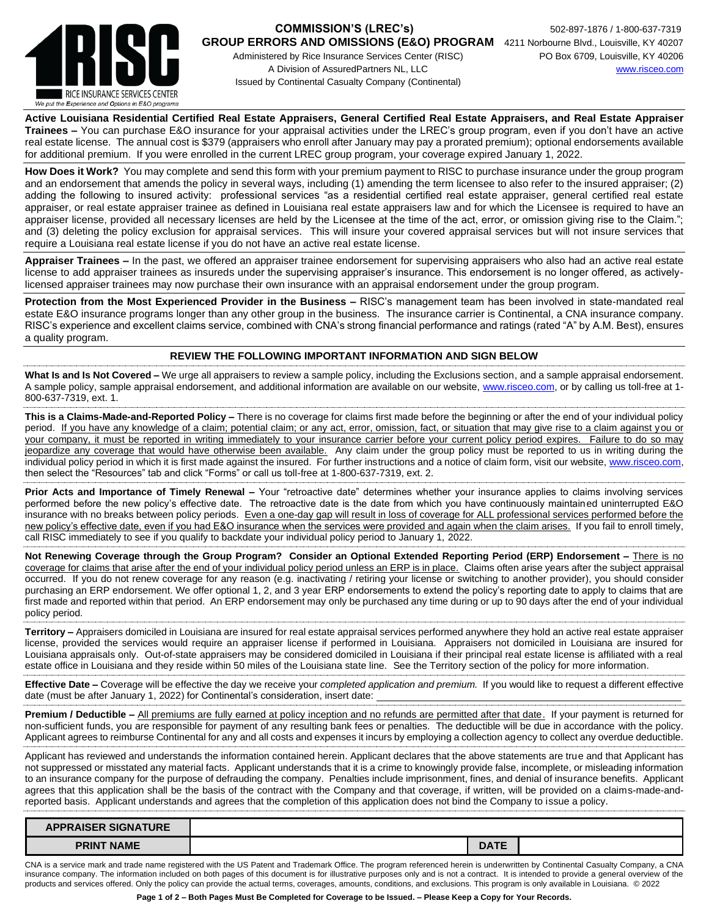RICE INSURANCE SERVICES CENTER
We put the Experience and Options in E&O programs

**COMMISSION'S (LREC's)**
**GROUP ERRORS AND OMISSIONS (E&O) PROGRAM**
Administered by Rice Insurance Services Center (RISC)
A Division of AssuredPartners NL, LLC
Issued by Continental Casualty Company (Continental)

502-897-1876 / 1-800-637-7319
4211 Norbourne Blvd., Louisville, KY 40207
PO Box 6709, Louisville, KY 40206
www.risceo.com

**Active Louisiana Residential Certified Real Estate Appraisers, General Certified Real Estate Appraisers, and Real Estate Appraiser Trainees –** You can purchase E&O insurance for your appraisal activities under the LREC's group program, even if you don't have an active real estate license. The annual cost is $379 (appraisers who enroll after January may pay a prorated premium); optional endorsements available for additional premium. If you were enrolled in the current LREC group program, your coverage expired January 1, 2022.

**How Does it Work?** You may complete and send this form with your premium payment to RISC to purchase insurance under the group program and an endorsement that amends the policy in several ways, including (1) amending the term licensee to also refer to the insured appraiser; (2) adding the following to insured activity: professional services "as a residential certified real estate appraiser, general certified real estate appraiser, or real estate appraiser trainee as defined in Louisiana real estate appraisers law and for which the Licensee is required to have an appraiser license, provided all necessary licenses are held by the Licensee at the time of the act, error, or omission giving rise to the Claim."; and (3) deleting the policy exclusion for appraisal services. This will insure your covered appraisal services but will not insure services that require a Louisiana real estate license if you do not have an active real estate license.

**Appraiser Trainees –** In the past, we offered an appraiser trainee endorsement for supervising appraisers who also had an active real estate license to add appraiser trainees as insureds under the supervising appraiser's insurance. This endorsement is no longer offered, as actively-licensed appraiser trainees may now purchase their own insurance with an appraisal endorsement under the group program.

**Protection from the Most Experienced Provider in the Business –** RISC's management team has been involved in state-mandated real estate E&O insurance programs longer than any other group in the business. The insurance carrier is Continental, a CNA insurance company. RISC's experience and excellent claims service, combined with CNA's strong financial performance and ratings (rated "A" by A.M. Best), ensures a quality program.

## REVIEW THE FOLLOWING IMPORTANT INFORMATION AND SIGN BELOW

**What Is and Is Not Covered –** We urge all appraisers to review a sample policy, including the Exclusions section, and a sample appraisal endorsement. A sample policy, sample appraisal endorsement, and additional information are available on our website, www.risceo.com, or by calling us toll-free at 1-800-637-7319, ext. 1.

**This is a Claims-Made-and-Reported Policy –** There is no coverage for claims first made before the beginning or after the end of your individual policy period. If you have any knowledge of a claim; potential claim; or any act, error, omission, fact, or situation that may give rise to a claim against you or your company, it must be reported in writing immediately to your insurance carrier before your current policy period expires. Failure to do so may jeopardize any coverage that would have otherwise been available. Any claim under the group policy must be reported to us in writing during the individual policy period in which it is first made against the insured. For further instructions and a notice of claim form, visit our website, www.risceo.com, then select the "Resources" tab and click "Forms" or call us toll-free at 1-800-637-7319, ext. 2.

**Prior Acts and Importance of Timely Renewal –** Your "retroactive date" determines whether your insurance applies to claims involving services performed before the new policy's effective date. The retroactive date is the date from which you have continuously maintained uninterrupted E&O insurance with no breaks between policy periods. Even a one-day gap will result in loss of coverage for ALL professional services performed before the new policy's effective date, even if you had E&O insurance when the services were provided and again when the claim arises. If you fail to enroll timely, call RISC immediately to see if you qualify to backdate your individual policy period to January 1, 2022.

**Not Renewing Coverage through the Group Program? Consider an Optional Extended Reporting Period (ERP) Endorsement –** There is no coverage for claims that arise after the end of your individual policy period unless an ERP is in place. Claims often arise years after the subject appraisal occurred. If you do not renew coverage for any reason (e.g. inactivating / retiring your license or switching to another provider), you should consider purchasing an ERP endorsement. We offer optional 1, 2, and 3 year ERP endorsements to extend the policy's reporting date to apply to claims that are first made and reported within that period. An ERP endorsement may only be purchased any time during or up to 90 days after the end of your individual policy period.

**Territory –** Appraisers domiciled in Louisiana are insured for real estate appraisal services performed anywhere they hold an active real estate appraiser license, provided the services would require an appraiser license if performed in Louisiana. Appraisers not domiciled in Louisiana are insured for Louisiana appraisals only. Out-of-state appraisers may be considered domiciled in Louisiana if their principal real estate license is affiliated with a real estate office in Louisiana and they reside within 50 miles of the Louisiana state line. See the Territory section of the policy for more information.

**Effective Date –** Coverage will be effective the day we receive your *completed application and premium.* If you would like to request a different effective date (must be after January 1, 2022) for Continental's consideration, insert date: ______________________

**Premium / Deductible –** All premiums are fully earned at policy inception and no refunds are permitted after that date. If your payment is returned for non-sufficient funds, you are responsible for payment of any resulting bank fees or penalties. The deductible will be due in accordance with the policy. Applicant agrees to reimburse Continental for any and all costs and expenses it incurs by employing a collection agency to collect any overdue deductible.

Applicant has reviewed and understands the information contained herein. Applicant declares that the above statements are true and that Applicant has not suppressed or misstated any material facts. Applicant understands that it is a crime to knowingly provide false, incomplete, or misleading information to an insurance company for the purpose of defrauding the company. Penalties include imprisonment, fines, and denial of insurance benefits. Applicant agrees that this application shall be the basis of the contract with the Company and that coverage, if written, will be provided on a claims-made-and-reported basis. Applicant understands and agrees that the completion of this application does not bind the Company to issue a policy.

| APPRAISER SIGNATURE | | | |
|---|---|---|---|
| PRINT NAME | | DATE | |

CNA is a service mark and trade name registered with the US Patent and Trademark Office. The program referenced herein is underwritten by Continental Casualty Company, a CNA insurance company. The information included on both pages of this document is for illustrative purposes only and is not a contract. It is intended to provide a general overview of the products and services offered. Only the policy can provide the actual terms, coverages, amounts, conditions, and exclusions. This program is only available in Louisiana. © 2022

**Both Pages Must Be Completed for Coverage to be Issued. – Please Keep a Copy for Your Records.**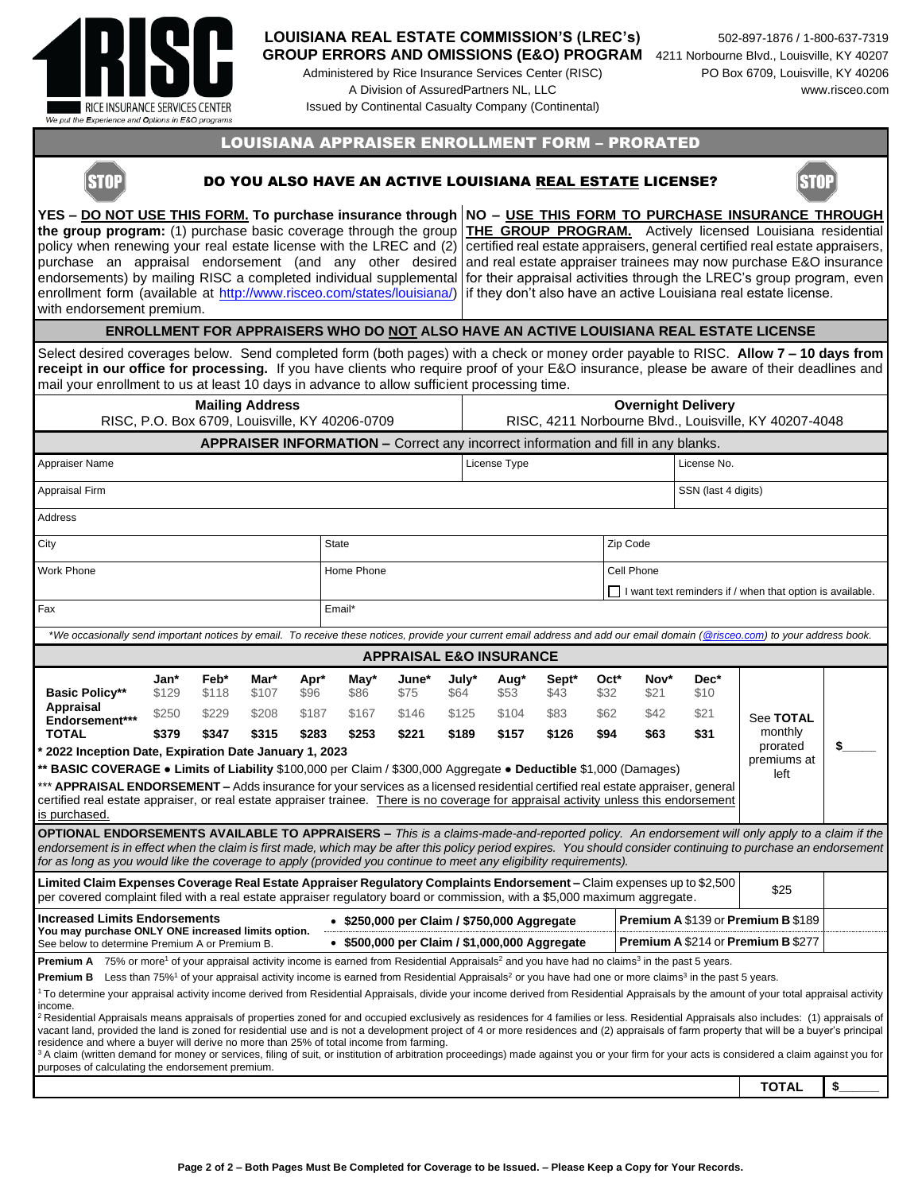RICE INSURANCE SERVICES CENTER
*We put the Experience and Options in E&O programs*

**LOUISIANA REAL ESTATE COMMISSION'S (LREC's) GROUP ERRORS AND OMISSIONS (E&O) PROGRAM**
Administered by Rice Insurance Services Center (RISC)
A Division of AssuredPartners NL, LLC
Issued by Continental Casualty Company (Continental)

502-897-1876 / 1-800-637-7319
4211 Norbourne Blvd., Louisville, KY 40207
PO Box 6709, Louisville, KY 40206
www.risceo.com

# LOUISIANA APPRAISER ENROLLMENT FORM – PRORATED

## DO YOU ALSO HAVE AN ACTIVE LOUISIANA REAL ESTATE LICENSE?

**YES – DO NOT USE THIS FORM. To purchase insurance through the group program:** (1) purchase basic coverage through the group policy when renewing your real estate license with the LREC and (2) purchase an appraisal endorsement (and any other desired endorsements) by mailing RISC a completed individual supplemental enrollment form (available at http://www.risceo.com/states/louisiana/) with endorsement premium.

**NO – USE THIS FORM TO PURCHASE INSURANCE THROUGH THE GROUP PROGRAM.** Actively licensed Louisiana residential certified real estate appraisers, general certified real estate appraisers, and real estate appraiser trainees may now purchase E&O insurance for their appraisal activities through the LREC's group program, even if they don't also have an active Louisiana real estate license.

## ENROLLMENT FOR APPRAISERS WHO DO NOT ALSO HAVE AN ACTIVE LOUISIANA REAL ESTATE LICENSE

Select desired coverages below. Send completed form (both pages) with a check or money order payable to RISC. **Allow 7 – 10 days from receipt in our office for processing.** If you have clients who require proof of your E&O insurance, please be aware of their deadlines and mail your enrollment to us at least 10 days in advance to allow sufficient processing time.

| Mailing Address | Overnight Delivery |
|---|---|
| RISC, P.O. Box 6709, Louisville, KY 40206-0709 | RISC, 4211 Norbourne Blvd., Louisville, KY 40207-4048 |

## APPRAISER INFORMATION – Correct any incorrect information and fill in any blanks.

| | | |
|---|---|---|
| Appraiser Name | License Type | License No. |
| Appraisal Firm | | SSN (last 4 digits) |
| Address | | |
| City | State | Zip Code |
| Work Phone | Home Phone | Cell Phone<br>☐ I want text reminders if / when that option is available. |
| Fax | Email* | |

*\*We occasionally send important notices by email. To receive these notices, provide your current email address and add our email domain (@risceo.com) to your address book.*

## APPRAISAL E&O INSURANCE

| | Jan* | Feb* | Mar* | Apr* | May* | June* | July* | Aug* | Sept* | Oct* | Nov* | Dec* | | |
|---|---|---|---|---|---|---|---|---|---|---|---|---|---|---|
| **Basic Policy\*\*** | $129 | $118 | $107 | $96 | $86 | $75 | $64 | $53 | $43 | $32 | $21 | $10 | See **TOTAL** monthly prorated premiums at left | $_____ |
| **Appraisal Endorsement\*\*\*** | $250 | $229 | $208 | $187 | $167 | $146 | $125 | $104 | $83 | $62 | $42 | $21 | | |
| **TOTAL** | **$379** | **$347** | **$315** | **$283** | **$253** | **$221** | **$189** | **$157** | **$126** | **$94** | **$63** | **$31** | | |

**\* 2022 Inception Date, Expiration Date January 1, 2023**

**\*\* BASIC COVERAGE ● Limits of Liability** $100,000 per Claim / $300,000 Aggregate **● Deductible** $1,000 (Damages)

\*\*\* **APPRAISAL ENDORSEMENT –** Adds insurance for your services as a licensed residential certified real estate appraiser, general certified real estate appraiser, or real estate appraiser trainee. There is no coverage for appraisal activity unless this endorsement is purchased.

**OPTIONAL ENDORSEMENTS AVAILABLE TO APPRAISERS –** *This is a claims-made-and-reported policy. An endorsement will only apply to a claim if the endorsement is in effect when the claim is first made, which may be after this policy period expires. You should consider continuing to purchase an endorsement for as long as you would like the coverage to apply (provided you continue to meet any eligibility requirements).*

| | | | |
|---|---|---|---|
| **Limited Claim Expenses Coverage Real Estate Appraiser Regulatory Complaints Endorsement –** Claim expenses up to $2,500 per covered complaint filed with a real estate appraiser regulatory board or commission, with a $5,000 maximum aggregate. | | $25 | |
| **Increased Limits Endorsements**<br>**You may purchase ONLY ONE increased limits option.**<br>See below to determine Premium A or Premium B. | • **$250,000 per Claim / $750,000 Aggregate** | **Premium A** $139 or **Premium B** $189 | |
| | • **$500,000 per Claim / $1,000,000 Aggregate** | **Premium A** $214 or **Premium B** $277 | |

**Premium A** 75% or more[1] of your appraisal activity income is earned from Residential Appraisals[2] and you have had no claims[3] in the past 5 years.

**Premium B** Less than 75%[1] of your appraisal activity income is earned from Residential Appraisals[2] or you have had one or more claims[3] in the past 5 years.

[1] To determine your appraisal activity income derived from Residential Appraisals, divide your income derived from Residential Appraisals by the amount of your total appraisal activity income.

[2] Residential Appraisals means appraisals of properties zoned for and occupied exclusively as residences for 4 families or less. Residential Appraisals also includes: (1) appraisals of vacant land, provided the land is zoned for residential use and is not a development project of 4 or more residences and (2) appraisals of farm property that will be a buyer's principal residence and where a buyer will derive no more than 25% of total income from farming.

[3] A claim (written demand for money or services, filing of suit, or institution of arbitration proceedings) made against you or your firm for your acts is considered a claim against you for purposes of calculating the endorsement premium.

**TOTAL** $______

**Page 2 of 2 – Both Pages Must Be Completed for Coverage to be Issued. – Please Keep a Copy for Your Records.**